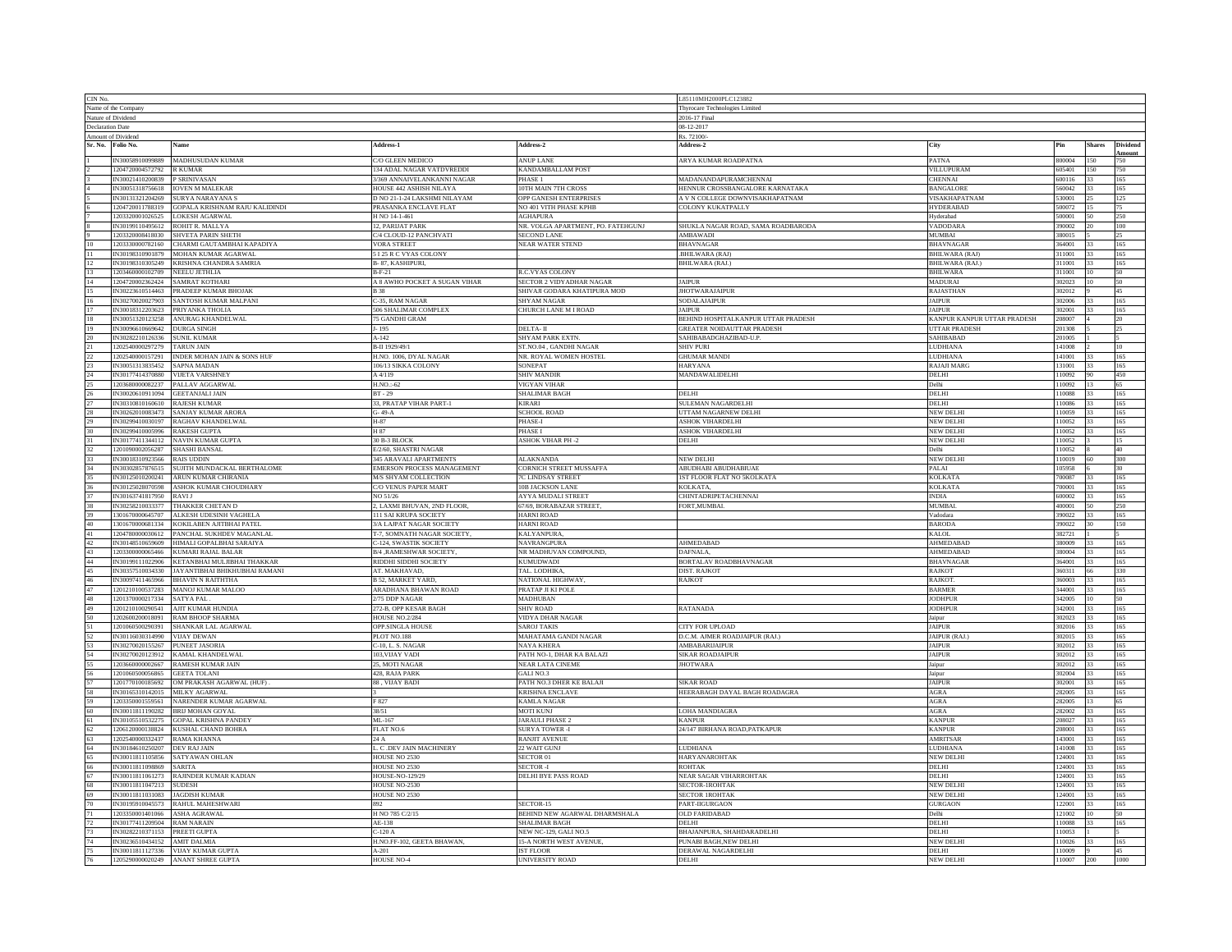| CIN No. | | | | | L85110MH2000PLC123882 | | | | |
|---|---|---|---|---|---|---|---|---|---|
| Name of the Company | | | | | Thyrocare Technologies Limited | | | | |
| Nature of Dividend | | | | | 2016-17 Final | | | | |
| Declaration Date | | | | | 08-12-2017 | | | | |
| Amount of Dividend | | | | | Rs. 72100/- | | | | |
| Sr. No. | Folio No. | Name | Address-1 | Address-2 | Address-2 | City | Pin | Shares | Dividend Amount |
| 1 | IN30058910099889 | MADHUSUDAN KUMAR | C/O GLEEN MEDICO | ANUP LANE | ARYA KUMAR ROADPATNA | PATNA | 800004 | 150 | 750 |
| 2 | 1204720004572792 | R KUMAR | 134 ADAL NAGAR VATDVREDDI | KANDAMBALLAM POST | | VILLUPURAM | 605401 | 150 | 750 |
| 3 | IN30021410200839 | P SRINIVASAN | 3/369 ANNAIVELANKANNI NAGAR | PHASE 1 | MADANANDAPURAMCHENNAI | CHENNAI | 600116 | 33 | 165 |
| 4 | IN30051318756618 | IOVEN M MALEKAR | HOUSE 442 ASHISH NILAYA | 10TH MAIN 7TH CROSS | HENNUR CROSSBANGALORE KARNATAKA | BANGALORE | 560042 | 33 | 165 |
| 5 | IN30131321204269 | SURYA NARAYANA S | D NO 21-1-24 LAKSHMI NILAYAM | OPP GANESH ENTERPRISES | A V N COLLEGE DOWNVISAKHAPATNAM | VISAKHAPATNAM | 530001 | 25 | 125 |
| 6 | 1204720011788319 | GOPALA KRISHNAM RAJU KALIDINDI | PRASANKA ENCLAVE FLAT | NO 401 VITH PHASE KPHB | COLONY KUKATPALLY | HYDERABAD | 500072 | 15 | 75 |
| 7 | 1203320001026525 | LOKESH AGARWAL | H NO 14-1-461 | AGHAPURA | | Hyderabad | 500001 | 50 | 250 |
| 8 | IN30199110495612 | ROHIT R. MALLYA | 12, PARIJAT PARK | NR. VOLGA APARTMENT, PO. FATEHGUNJ | SHUKLA NAGAR ROAD, SAMA ROADBARODA | VADODARA | 390002 | 20 | 100 |
| 9 | 1203320008418030 | SHVETA PARIN SHETH | C/4 CLOUD-12 PANCHVATI | SECOND LANE | AMBAWADI | MUMBAI | 380015 | 5 | 25 |
| 10 | 1203330000782160 | CHARMI GAUTAMBHAI KAPADIYA | VORA STREET | NEAR WATER STEND | BHAVNAGAR | BHAVNAGAR | 364001 | 33 | 165 |
| 11 | IN30198310901879 | MOHAN KUMAR AGARWAL | 5 I 25 R C VYAS COLONY | . | .BHILWARA (RAJ) | BHILWARA (RAJ) | 311001 | 33 | 165 |
| 12 | IN30198310305249 | KRISHNA CHANDRA SAMRIA | B- 87, KASHIPURI, | . | BHILWARA (RAJ.) | BHILWARA (RAJ.) | 311001 | 33 | 165 |
| 13 | 1203460000102709 | NEELU JETHLIA | B-F-21 | R.C.VYAS COLONY | | BHILWARA | 311001 | 10 | 50 |
| 14 | 1204720002362424 | SAMRAT KOTHARI | A 8 AWHO POCKET A SUGAN VIHAR | SECTOR 2 VIDYADHAR NAGAR | JAIPUR | MADURAI | 302023 | 10 | 50 |
| 15 | IN30223610514463 | PRADEEP KUMAR BHOJAK | B 38 | SHIVAJI GODARA KHATIPURA MOD | JHOTWARAJAIPUR | RAJASTHAN | 302012 | 9 | 45 |
| 16 | IN30270020027903 | SANTOSH KUMAR MALPANI | C-35, RAM NAGAR | SHYAM NAGAR | SODALAJAIPUR | JAIPUR | 302006 | 33 | 165 |
| 17 | IN30018312203623 | PRIYANKA THOLIA | 506 SHALIMAR COMPLEX | CHURCH LANE M I ROAD | JAIPUR | JAIPUR | 302001 | 33 | 165 |
| 18 | IN30051320123258 | ANURAG KHANDELWAL | 75 GANDHI GRAM | | BEHIND HOSPITALKANPUR UTTAR PRADESH | KANPUR KANPUR UTTAR PRADESH | 208007 | 4 | 20 |
| 19 | IN30096610669642 | DURGA SINGH | J- 195 | DELTA- II | GREATER NOIDAUTTAR PRADESH | UTTAR PRADESH | 201308 | 5 | 25 |
| 20 | IN30282210126336 | SUNIL KUMAR | A-142 | SHYAM PARK EXTN. | SAHIBABADGHAZIBAD-U.P. | SAHIBABAD | 201005 | 1 | 5 |
| 21 | 1202540000297279 | TARUN JAIN | B-II 1929/49/1 | ST.NO.04 , GANDHI NAGAR | SHIV PURI | LUDHIANA | 141008 | 2 | 10 |
| 22 | 1202540000157291 | INDER MOHAN JAIN & SONS HUF | H.NO. 1006, DYAL NAGAR | NR. ROYAL WOMEN HOSTEL | GHUMAR MANDI | LUDHIANA | 141001 | 33 | 165 |
| 23 | IN30051313835452 | SAPNA MADAN | 106/13 SIKKA COLONY | SONEPAT | HARYANA | RAJAJI MARG | 131001 | 33 | 165 |
| 24 | IN30177414370880 | VIJETA VARSHNEY | A 4/119 | SHIV MANDIR | MANDAWALIDELHI | DELHI | 110092 | 90 | 450 |
| 25 | 1203680000082237 | PALLAV AGGARWAL | H.NO.:-62 | VIGYAN VIHAR | | Delhi | 110092 | 13 | 65 |
| 26 | IN30020610911094 | GEETANJALI JAIN | BT - 29 | SHALIMAR BAGH | DELHI | DELHI | 110088 | 33 | 165 |
| 27 | IN30330810160610 | RAJESH KUMAR | 33, PRATAP VIHAR PART-1 | KIRARI | SULEMAN NAGARDELHI | DELHI | 110086 | 33 | 165 |
| 28 | IN30262010083473 | SANJAY KUMAR ARORA | G- 49-A | SCHOOL ROAD | UTTAM NAGARNEW DELHI | NEW DELHI | 110059 | 33 | 165 |
| 29 | IN30299410030197 | RAGHAV KHANDELWAL | H-87 | PHASE-I | ASHOK VIHARDELHI | NEW DELHI | 110052 | 33 | 165 |
| 30 | IN30299410005996 | RAKESH GUPTA | H 87 | PHASE I | ASHOK VIHARDELHI | NEW DELHI | 110052 | 33 | 165 |
| 31 | IN30177411344112 | NAVIN KUMAR GUPTA | 30 B-3 BLOCK | ASHOK VIHAR PH -2 | DELHI | NEW DELHI | 110052 | 3 | 15 |
| 32 | 1201090002056287 | SHASHI BANSAL | E/2/60, SHASTRI NAGAR | | | Delhi | 110052 | 8 | 40 |
| 33 | IN30018310923566 | RAIS UDDIN | 345 ARAVALI APARTMENTS | ALAKNANDA | NEW DELHI | NEW DELHI | 110019 | 60 | 300 |
| 34 | IN30302857876515 | SUJITH MUNDACKAL BERTHALOME | EMERSON PROCESS MANAGEMENT | CORNICH STREET MUSSAFFA | ABUDHABI ABUDHABIUAE | PALAI | 105958 | 6 | 30 |
| 35 | IN30125010200241 | ARUN KUMAR CHIRANIA | M/S SHYAM COLLECTION | 7C LINDSAY STREET | 1ST FLOOR FLAT NO 5KOLKATA | KOLKATA | 700087 | 33 | 165 |
| 36 | IN30125028070598 | ASHOK KUMAR CHOUDHARY | C/O VENUS PAPER MART | 10B JACKSON LANE | KOLKATA, | KOLKATA | 700001 | 33 | 165 |
| 37 | IN30163741817950 | RAVI J | NO 51/26 | AYYA MUDALI STREET | CHINTADRIPETACHENNAI | INDIA | 600002 | 33 | 165 |
| 38 | IN30258210033377 | THAKKER CHETAN D | 2, LAXMI BHUVAN, 2ND FLOOR, | 67/69, BORABAZAR STREET, | FORT,MUMBAI. | MUMBAI | 400001 | 50 | 250 |
| 39 | 1301670000645707 | ALKESH UDESINH VAGHELA | 111 SAI KRUPA SOCIETY | HARNI ROAD | | Vadodara | 390022 | 33 | 165 |
| 40 | 1301670000681334 | KOKILABEN AJITBHAI PATEL | 3/A LAJPAT NAGAR SOCIETY | HARNI ROAD | | BARODA | 390022 | 30 | 150 |
| 41 | 1204780000030612 | PANCHAL SUKHDEV MAGANLAL | T-7, SOMNATH NAGAR SOCIETY, | KALYANPURA, | | KALOL | 382721 | 1 | 5 |
| 42 | IN30148510659609 | HIMALI GOPALBHAI SARAIYA | C-124, SWASTIK SOCIETY | NAVRANGPURA | AHMEDABAD | AHMEDABAD | 380009 | 33 | 165 |
| 43 | 1203300000065466 | KUMARI RAJAL BALAR | B/4 ,RAMESHWAR SOCIETY, | NR MADHUVAN COMPOUND, | DAFNALA, | AHMEDABAD | 380004 | 33 | 165 |
| 44 | IN30199111022906 | KETANBHAI MULJIBHAI THAKKAR | RIDDHI SIDDHI SOCIETY | KUMUDWADI | BORTALAV ROADBHAVNAGAR | BHAVNAGAR | 364001 | 33 | 165 |
| 45 | IN30357510034330 | JAYANTIBHAI BHIKHUBHAI RAMANI | AT. MAKHAVAD, | TAL. LODHIKA, | DIST. RAJKOT | RAJKOT | 360311 | 66 | 330 |
| 46 | IN30097411465966 | BHAVIN N RAITHTHA | B 52, MARKET YARD, | NATIONAL HIGHWAY, | RAJKOT | RAJKOT. | 360003 | 33 | 165 |
| 47 | 1201210100537283 | MANOJ KUMAR MALOO | ARADHANA BHAWAN ROAD | PRATAP JI KI POLE | | BARMER | 344001 | 33 | 165 |
| 48 | 1201370000217334 | SATYA PAL . | 2/75 DDP NAGAR | MADHUBAN | | JODHPUR | 342005 | 10 | 50 |
| 49 | 1201210100290541 | AJIT KUMAR HUNDIA | 272-B, OPP KESAR BAGH | SHIV ROAD | RATANADA | JODHPUR | 342001 | 33 | 165 |
| 50 | 1202600200018091 | RAM BHOOP SHARMA | HOUSE NO.2/284 | VIDYA DHAR NAGAR | | Jaipur | 302023 | 33 | 165 |
| 51 | 1201060500290391 | SHANKAR LAL AGARWAL | OPP.SINGLA HOUSE | SAROJ TAKIS | CITY FOR UPLOAD | JAIPUR | 302016 | 33 | 165 |
| 52 | IN30116030314990 | VIJAY DEWAN | PLOT NO.188 | MAHATAMA GANDI NAGAR | D.C.M. AJMER ROADJAIPUR (RAJ.) | JAIPUR (RAJ.) | 302015 | 33 | 165 |
| 53 | IN30270020155267 | PUNEET JASORIA | C-10, L. S. NAGAR | NAYA KHERA | AMBABARIJAIPUR | JAIPUR | 302012 | 33 | 165 |
| 54 | IN30270020123912 | KAMAL KHANDELWAL | 103,VIJAY VADI | PATH NO-1, DHAR KA BALAZI | SIKAR ROADJAIPUR | JAIPUR | 302012 | 33 | 165 |
| 55 | 1203660000002667 | RAMESH KUMAR JAIN | 25, MOTI NAGAR | NEAR LATA CINEME | JHOTWARA | Jaipur | 302012 | 33 | 165 |
| 56 | 1201060500056865 | GEETA TOLANI | 428, RAJA PARK | GALI NO.3 | | Jaipur | 302004 | 33 | 165 |
| 57 | 1201770100185692 | OM PRAKASH AGARWAL (HUF) . | 88 , VIJAY BADI | PATH NO.3 DHER KE BALAJI | SIKAR ROAD | JAIPUR | 302001 | 33 | 165 |
| 58 | IN30165310142015 | MILKY AGARWAL | 3 | KRISHNA ENCLAVE | HEERABAGH DAYAL BAGH ROADAGRA | AGRA | 282005 | 33 | 165 |
| 59 | 1203350001559561 | NARENDER KUMAR AGARWAL | F 827 | KAMLA NAGAR | | AGRA | 282005 | 13 | 65 |
| 60 | IN30011811190282 | BRIJ MOHAN GOYAL | 38/51 | MOTI KUNJ | LOHA MANDIAGRA | AGRA | 282002 | 33 | 165 |
| 61 | IN30105510532275 | GOPAL KRISHNA PANDEY | ML-167 | JARAULI PHASE 2 | KANPUR | KANPUR | 208027 | 33 | 165 |
| 62 | 1206120000138824 | KUSHAL CHAND BOHRA | FLAT NO.6 | SURYA TOWER -I | 24/147 BIRHANA ROAD,PATKAPUR | KANPUR | 208001 | 33 | 165 |
| 63 | 1202540000332437 | RAMA KHANNA | 24 A | RANJIT AVENUE | | AMRITSAR | 143001 | 33 | 165 |
| 64 | IN30184610250207 | DEV RAJ JAIN | L. C .DEV JAIN MACHINERY | 22 WAIT GUNJ | LUDHIANA | LUDHIANA | 141008 | 33 | 165 |
| 65 | IN30011811105856 | SATYAWAN OHLAN | HOUSE NO 2530 | SECTOR 01 | HARYANAROHTAK | NEW DELHI | 124001 | 33 | 165 |
| 66 | IN30011811098869 | SARITA | HOUSE NO 2530 | SECTOR -I | ROHTAK | DELHI | 124001 | 33 | 165 |
| 67 | IN30011811061273 | RAJINDER KUMAR KADIAN | HOUSE-NO-129/29 | DELHI BYE PASS ROAD | NEAR SAGAR VIHARROHTAK | DELHI | 124001 | 33 | 165 |
| 68 | IN30011811047213 | SUDESH | HOUSE NO-2530 | | SECTOR-1ROHTAK | NEW DELHI | 124001 | 33 | 165 |
| 69 | IN30011811031083 | JAGDISH KUMAR | HOUSE NO 2530 | | SECTOR 1ROHTAK | NEW DELHI | 124001 | 33 | 165 |
| 70 | IN30195910045573 | RAHUL MAHESHWARI | 892 | SECTOR-15 | PART-IIGURGAON | GURGAON | 122001 | 33 | 165 |
| 71 | 1203350001401066 | ASHA AGRAWAL | H NO 785 C/2/15 | BEHIND NEW AGARWAL DHARMSHALA | OLD FARIDABAD | Delhi | 121002 | 10 | 50 |
| 72 | IN30177411209504 | RAM NARAIN | AE-138 | SHALIMAR BAGH | DELHI | DELHI | 110088 | 33 | 165 |
| 73 | IN30282210371153 | PREETI GUPTA | C-120 A | NEW NC-129, GALI NO.5 | BHAJANPURA, SHAHDARADELHI | DELHI | 110053 | 1 | 5 |
| 74 | IN30236510434152 | AMIT DALMIA | H.NO.FF-102, GEETA BHAWAN, | 15-A NORTH WEST AVENUE, | PUNABI BAGH,NEW DELHI | NEW DELHI | 110026 | 33 | 165 |
| 75 | IN30011811127336 | VIJAY KUMAR GUPTA | A-201 | IST FLOOR | DERAWAL NAGARDELHI | DELHI | 110009 | 9 | 45 |
| 76 | 1205290000020249 | ANANT SHREE GUPTA | HOUSE NO-4 | UNIVERSITY ROAD | DELHI | NEW DELHI | 110007 | 200 | 1000 |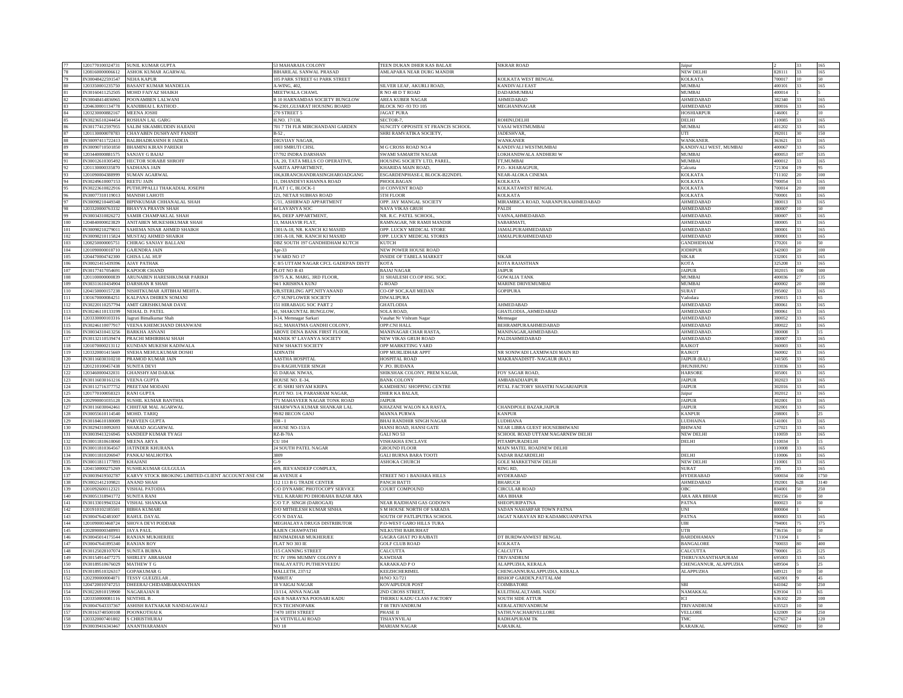| | | | | | | | | | |
|---|---|---|---|---|---|---|---|---|---|
| 77 | 1201770100324731 | SUNIL KUMAR GUPTA | 53 MAHARAJA COLONY | TEEN DUKAN DHER KAS BALAJI | SIKRAR ROAD | Jaipur | 2 | 33 | 165 |
| 78 | 1208160000006612 | ASHOK KUMAR AGARWAL | BIHARILAL SANWAL PRASAD | AMLAPARA NEAR DURG MANDIR | | NEW DELHI | 828111 | 33 | 165 |
| 79 | IN30048422591547 | NEHA KAPUR | 105 PARK STREET 61 PARK STREET | | KOLKATA WEST BENGAL | KOLKATA | 700017 | 10 | 50 |
| 80 | 1203350001235750 | BASANT KUMAR MANDELIA | A-WING, 402, | SILVER LEAF, AKURLI ROAD, | KANDIVALI EAST | MUMBAI | 400101 | 33 | 165 |
| 81 | IN30160411252505 | MOHD FAIYAZ SHAIKH | MEETWALA CHAWL | R NO 48 D T ROAD | DADARMUMBAI | MUMBAI | 400014 | 1 | 5 |
| 82 | IN30048414836965 | POONAMBEN LALWANI | B 10 HARNAMDAS SOCIETY BUNGLOW | AREA KUBER NAGAR | AHMEDABAD | AHMEDABAD | 382340 | 33 | 165 |
| 83 | 1204630001134778 | KANJIBHAI L RATHOD . | 96-2301,GUJARAT HOUSING BOARD | BLOCK NO -93 TO 105 | MEGHANINAGAR | AHMEDABAD | 380016 | 33 | 165 |
| 84 | 1203230000882167 | MEENA JOSHI | 270 STREET 5 | JAGAT PURA | | HOSHIARPUR | 146001 | 2 | 10 |
| 85 | IN30236510244454 | ROSHAN LAL GARG | H.NO. 17/138, | SECTOR-7, | ROHINI,DELHI | DELHI | 110085 | 33 | 165 |
| 86 | IN30177412597955 | SALIM SIKAMRUDDIN HAJIANI | 701 7 TH FLR MIRCHANDANI GARDEN | SUNCITY OPPOSITE ST FRANCIS SCHOOL | VASAI WESTMUMBAI | MUMBAI | 401202 | 33 | 165 |
| 87 | 1201130000078783 | CHAYABEN DUSHYANT PANDIT | B-52 , | SHRI RAMVATIKA SOCIETY, | JADESHVAR, | UTI | 392011 | 30 | 150 |
| 88 | IN30097411722413 | BALBHADRASINH R JADEJA | DIGVIJAY NAGAR, | | WANKANER | WANKANER. | 363621 | 33 | 165 |
| 89 | IN30090710501850 | BHAMINI KIRAN PAREKH | 1003 SMRUTI CHSL | M G CROSS ROAD NO.4 | KANDIVALI WESTMUMBAI | KANDIVALI WEST, MUMBAI | 400067 | 33 | 165 |
| 90 | 1203440000881575 | SANJAY G BAJAJ | 17/702 INDRA DARSHAN | SWAMI SAMARTH NAGAR | LOKHANDWALA ANDHERI W | MUMBAI | 400053 | 107 | 535 |
| 91 | IN30012610305492 | HECTOR SORABJI SHROFF | 1A, 20, TATA MILLS CO OPERATIVE, | HOUSING SOCIETY LTD, PAREL, | TT,MUMBAI | MUMBAI | 400012 | 33 | 165 |
| 92 | 1201130000335870 | SADHANA JAIN | SARITA APPARTMENT, | KHARIDA MAIN ROAD, | P.O.- KHARAGPUR, | Calcutta | 721304 | 19 | 95 |
| 93 | 1201090004388999 | SUMAN AGARWAL | 106,KIRANCHANDRASINGHAROADGANG | ESGARDENPHASE-I, BLOCK-B22NDFL | NEAR-ALOKA CINEMA | KOLKATA | 711102 | 20 | 100 |
| 94 | IN30249610007153 | REETU JAIN | 11, DHANDEVI KHANNA ROAD | PHOOLBAGAN | KOLKATA | KOLKATA | 700054 | 33 | 165 |
| 95 | IN30223610822916 | PUTHUPPALLI THAKADIAL JOSEPH | FLAT 1 C, BLOCK-1 | 10 CONVENT ROAD | KOLKATAWEST BENGAL | KOLKATA | 700014 | 20 | 100 |
| 96 | IN30077310119013 | MANISH LAHOTI | 121, NETAJI SUBHAS ROAD | 5TH FLOOR | KOLKATA | KOLKATA | 700001 | 33 | 165 |
| 97 | IN30098210449348 | BIPINKUMAR CHHANALAL SHAH | C/11, ASHIRWAD APPARTMENT | OPP. JAY MANGAL SOCIETY | MIRAMBICA ROAD, NARANPURAAHMEDABAD | AHMEDABAD | 380013 | 33 | 165 |
| 98 | 1203320000763332 | BHAVYA PRAVIN SHAH | 44 LAVANYA SOC | NAVA VIKAS GRUH | PALDI | AHMEDABAD | 380007 | 10 | 50 |
| 99 | IN30034310826272 | SAMIR CHAMPAKLAL SHAH | B/6, DEEP APPARTMENT, | NR. R.C. PATEL SCHOOL, | VASNA,AHMEDABAD. | AHMEDABAD. | 380007 | 33 | 165 |
| 100 | 1204840000023829 | ANITABEN MUKESHKUMAR SHAH | 13, MAHAVIR FLAT, | RAMNAGAR, NR RAMJI MANDIR | SABARMATI, | AHMEDABAD | 380005 | 33 | 165 |
| 101 | IN30098210279011 | SAHEMA NISAR AHMED SHAIKH | 1301/A-18, NR. KANCH KI MASJID | OPP. LUCKY MEDICAL STORE | JAMALPURAHMEDABAD | AHMEDABAD | 380001 | 33 | 165 |
| 102 | IN30098210115824 | MUSTAQ AHMED SHAIKH | 1301-A-18, NR. KANCH KI MASJID | OPP. LUCKY MEDICAL STORES | JAMALPURAHMEDABAD | AHMEDABAD | 380001 | 33 | 165 |
| 103 | 1208250000005751 | CHIRAG SANJAY BALLANI | DBZ SOUTH 197 GANDHIDHAM KUTCH | KUTCH | | GANDHIDHAM | 370201 | 10 | 50 |
| 104 | 1201090000018710 | GAJENDRA JAIN | Apr-33 | NEW POWER HOUSE ROAD | | JODHPUR | 342003 | 20 | 100 |
| 105 | 1204470004742300 | GHISA LAL HUF | 3 WARD NO 17 | INSIDE OF TABELA MARKET | SIKAR | SIKAR | 332001 | 33 | 165 |
| 106 | IN30021415439396 | AJAY PATHAK | C 8/5 UTTAM NAGAR CFCL GADEPAN DISTT | KOTA | KOTA RAJASTHAN | KOTA | 325208 | 33 | 165 |
| 107 | IN30177417054691 | KAPOOR CHAND | PLOT NO B 43 | BAJAJ NAGAR | JAIPUR | JAIPUR | 302015 | 100 | 500 |
| 108 | 1201100000008839 | ARUNABEN HARESHKUMAR PARIKH | 59/75 A.K. MARG, 3RD FLOOR, | 31 SHAILESH CO.OP HSG. SOC. | GOWALIA TANK | MUMBAI | 400036 | 27 | 135 |
| 109 | IN30311610434904 | DARSHAN R SHAH | 94/1 KRISHNA KUNJ | G ROAD | MARINE DRIVEMUMBAI | MUMBAI | 400002 | 20 | 100 |
| 110 | 1204150000157238 | NISHITKUMAR AJITBHAI MEHTA . | 6/B,STERLING APT,NITYANAND | CO-OP SOC,KAJI MEDAN | GOPIPURA | SURAT | 395002 | 33 | 165 |
| 111 | 1301670000084251 | KALPANA DHIREN SOMANI | C/7 SUNFLOWER SOCIETY | DIWALIPURA | | Vadodara | 390015 | 13 | 65 |
| 112 | IN30220110257794 | AMIT GIRISHKUMAR DAVE | 151 HIRABAUG SOC PART 2 | GHATLODIA | AHMEDABAD | AHMEDABAD | 380061 | 33 | 165 |
| 113 | IN30246110133199 | NEHAL D. PATEL | 41, SHAKUNTAL BUNGLOW, | SOLA ROAD, | GHATLODIA,,AHMEDABAD | AHMEDABAD | 380061 | 33 | 165 |
| 114 | 1203330000103316 | Jagruti Bimalkumar Shah | 3-14, Memnagar Sarkari | Vasahat Nr Vishram Nagar | Memnagar | AHMEDABAD | 380052 | 33 | 165 |
| 115 | IN30246110077917 | VEENA KHEMCHAND DHANWANI | 16/2, MAHATMA GANDHI COLONY, | OPP.CNI HALL | BEHRAMPURAAHMEDABAD | AHMEDABAD | 380022 | 33 | 165 |
| 116 | IN30034310413256 | BARKHA ASNANI | ABOVE DENA BANK FIRST FLOOR, | MANINAGAR CHAR RASTA, | MANINAGAR,AHMEDABAD. | AHMEDABAD. | 380008 | 3 | 15 |
| 117 | IN30132110539474 | PRACHI MIHIRBHAI SHAH | MANEK 97 LAVANYA SOCIETY | NEW VIKAS GRUH ROAD | PALDIAHMEDABAD | AHMEDABAD | 380007 | 33 | 165 |
| 118 | 1201070000213112 | KUNDAN MUKESH KADIWALA | NEW SHAKTI SOCIETY | OPP MARKETING YARD | | RAJKOT | 360003 | 33 | 165 |
| 119 | 1203320001415669 | SNEHA MEHULKUMAR DOSHI | ADINATH | OPP MURLIDHAR APPT | NR SONIWADI LAXMIWADI MAIN RD | RAJKOT | 360002 | 33 | 165 |
| 120 | IN30116030310210 | PRAMOD KUMAR JAIN | AASTHA HOSPITAL | HOSPITAL ROAD | MAKRANADISTT- NAGAUR (RAJ.) | JAIPUR (RAJ.) | 341505 | 33 | 165 |
| 121 | 1201210100457438 | SUNITA DEVI | D/o RAGHUVEER SINGH | V .PO. BUDANA | . | JHUNJHUNU | 333036 | 33 | 165 |
| 122 | 1203460000432031 | GHANSHYAM DARAK | 65 DARAK NIWAS, | SHIKSHAK COLONY, PREM NAGAR, | FOY SAGAR ROAD, | HARSORE | 305001 | 33 | 165 |
| 123 | IN30116030161216 | VEENA GUPTA | HOUSE NO. E-34, | BANK COLONY | AMBABADIAIPUR | JAIPUR | 302023 | 33 | 165 |
| 124 | IN30112716377752 | PREETAM MODANI | C 85 SHRI SHYAM KRIPA | KAMDHENU SHOPPING CENTRE | PITAL FACTORY SHASTRI NAGARJAIPUR | JAIPUR | 302016 | 33 | 165 |
| 125 | 1201770100058323 | RANI GUPTA | PLOT NO. 1/4, PARASRAM NAGAR, | DHER KA BALAJI, | | Jaipur | 302012 | 33 | 165 |
| 126 | 1202990001035128 | SUSHIL KUMAR BANTHIA | 771 MAHAVEER NAGAR TONK ROAD | JAIPUR | | JAIPUR | 302001 | 33 | 165 |
| 127 | IN30116030042461 | CHHITAR MAL AGARWAL | SHARWVNA KUMAR SHANKAR LAL | KHAZANE WALON KA RASTA, | CHANDPOLE BAZAR,JAIPUR | JAIPUR | 302001 | 33 | 165 |
| 128 | IN30055610114540 | MOHD. TARIQ | 99/82 BECON GANJ | MANNA PURWA | KANPUR | KANPUR | 208001 | 5 | 25 |
| 129 | IN30184610180089 | PARVEEN GUPTA | 838 - I | BHAI RANDHIR SINGH NAGAR | LUDHIANA | LUDHAINA | 141001 | 33 | 165 |
| 130 | IN30294310092693 | SHARAD AGGARWAL | HOUSE NO-153/A | HANSI ROAD, HANSI GATE | NEAR LIBRA GUEST HOUSEBHIWANI | BHIWANI | 127021 | 33 | 165 |
| 131 | IN30039413216945 | SANDEEP KUMAR TYAGI | RZ-B-70A | GALI NO 53 | SCHOOL ROAD UTTAM NAGARNEW DELHI | NEW DELHI | 110059 | 33 | 165 |
| 132 | IN30011810618060 | MEENA ARYA | CU 104 | VISHAKHA ENCLAVE | PITAMPURADELHI | DELHI | 110034 | 3 | 15 |
| 133 | IN30011810364567 | JATINDER KHURANA | 24 SOUTH PATEL NAGAR | GROUND FLOOR | MAIN MATEL ROADNEW DELHI | | 110008 | 33 | 165 |
| 134 | IN30011810206947 | PANKAJ MALHOTRA | 3809 | GALI BURNA BARA TOOTI | SADAR BAZARDELHI | DELHI | 110006 | 33 | 165 |
| 135 | IN30011811177893 | KHAJANI | G-9 | ASHOKA CHURCH | GOLE MARKETNEW DELHI | NEW DELHI | 110001 | 33 | 165 |
| 136 | 1204150000275269 | SUSHILKUMAR GULGULIA | 409, JEEVANDEEP COMPLEX, | | RING RD, | SURAT | 395 | 33 | 165 |
| 137 | IN30039419502787 | KARVY STOCK BROKING LIMITED-CLIENT ACCOUNT-NSE CM | 46 AVENUE 4 | STREET NO 1 BANJARA HILLS | HYDERABAD | HYDERABAD | 500034 | 350 | 1750 |
| 138 | IN30021412109821 | ANAND SHAH | 112 113 B G TRADE CENTER | PANCH BATTI | BHARUCH | AHMEDABAD | 392001 | 628 | 3140 |
| 139 | 1201092600112321 | VISHAL PATODIA | C/O DYNAMIC PHOTOCOPY SERVICE | COURT COMPOUND | CIRCULAR ROAD | OBC | 834001 | 50 | 250 |
| 140 | IN30051318941772 | SUNITA RANI | VILL KARARI PO DHOBAHA BAZAR ARA | | ARA BIHAR | ARA ARA BIHAR | 802156 | 10 | 50 |
| 141 | IN30133019943324 | VISHAL SHANKAR | C/O T.P. SINGH (DAROGAJI) | NEAR RAJDHANI GAS GODOWN | SHEOPURIPATNA | PATNA | 800023 | 10 | 50 |
| 142 | 1201910102185501 | BIBHA KUMARI | D/O MITHILESH KUMAR SINHA | S M HOUSE NORTH OF SARADA | SADAN NAHARPAR TOWN PATNA | UNI | 800004 | 1 | 5 |
| 143 | IN30047642481007 | RAHUL DAYAL | C/O N DAYAL | SOUTH OF PATLIPUTRA SCHOOL | JAGAT NARAYAN RD KADAMKUANPATNA | PATNA | 800003 | 33 | 165 |
| 144 | 1201090003468724 | SHOVA DEVI PODDAR | MEGHALAYA DRUGS DISTRIBUTOR | P.O-WEST GARO HILLS TURA | | UBI | 794001 | 75 | 375 |
| 145 | 1202890000348993 | JAYA PAUL | RAJEN CHAWPATHI | NILKUTHI BABURHAT | | UTB | 736156 | 10 | 50 |
| 146 | IN30045014175544 | RANJAN MUKHERJEE | BENIMADHAB MUKHERJEE | GAGRA GHAT PO RAJBATI | DT BURDWANWEST BENGAL | BARDDHAMAN | 713104 | 1 | 5 |
| 147 | IN30047641895340 | RANJAN ROY | FLAT NO 303 IE | GOLF CLUB ROAD | KOLKATA | BANGALORE | 700033 | 80 | 400 |
| 148 | IN30125028107074 | SUNITA BUBNA | 115 CANNING STREET | CALCUTTA | CALCUTTA | CALCUTTA | 700001 | 25 | 125 |
| 149 | IN30154914477275 | SHIRLEY ABRAHAM | TC IV 1996 MUMMY COLONY 8 | KAWDIAR | TRIVANDRUM | THIRUVANANTHAPURAM | 695003 | 33 | 165 |
| 150 | IN30189510676029 | MATHEW T G | THALAYATTU PUTHENVEEDU | KARAKKAD P O | ALAPPUZHA, KERALA | CHENGANNUR, ALAPPUZHA | 689504 | 5 | 25 |
| 151 | IN30189510326317 | GOPAKUMAR G | MALLETH, 237/12 | KEEZHCHERIMEL | CHENGANNURALAPPUZHA, KERALA | ALAPPUZHA | 689121 | 10 | 50 |
| 152 | 1202390000004071 | TESSY GUEIZELAR . | 'EMRITA' | H/NO XI/721 | BISHOP GARDEN,PATTALAM | | 682001 | 9 | 45 |
| 153 | 1204720010747253 | DHEERAJ CHIDAMBARANATHAN | 18 VAIGAI NAGAR | KOVAIPUDUR POST | COIMBATORE | SBI | 641042 | 50 | 250 |
| 154 | IN30226910159900 | NAGARAJAN R | 13/114, ANNA NAGAR | 2ND CROSS STREET, | KULITHALAI,TAMIL NADU | NAMAKKAL | 639104 | 13 | 65 |
| 155 | 1203350000001116 | SENTHIL B . | 426 B NARAYNA POOSARI KADU | THERKU KADU CLASS FACTORY | SOUTH SIDE ATTUR | ICI | 636102 | 20 | 100 |
| 156 | IN30047643337367 | ASHISH RATNAKAR NANDAGAWALI | TCS TECHNOPARK | T 08 TRIVANDRUM | KERALATRIVANDRUM | TRIVANDRUM | 635523 | 10 | 50 |
| 157 | IN30163740500108 | POONKOTHAI K | 7/470 18TH STREET | PHASE II | SATHUVACHARIVELLORE | VELLORE | 632009 | 50 | 250 |
| 158 | 1203320007401802 | S CHRISTHURAJ | 2A VETIVILLAI ROAD | TISIAYNVILAI | RADHAPURAM TK | TMC | 627657 | 24 | 120 |
| 159 | IN30039416343467 | ANANTHARAMAN | NO 18 | MARIAM NAGAR | KARAIKAL | KARAIKAL | 609602 | 10 | 50 |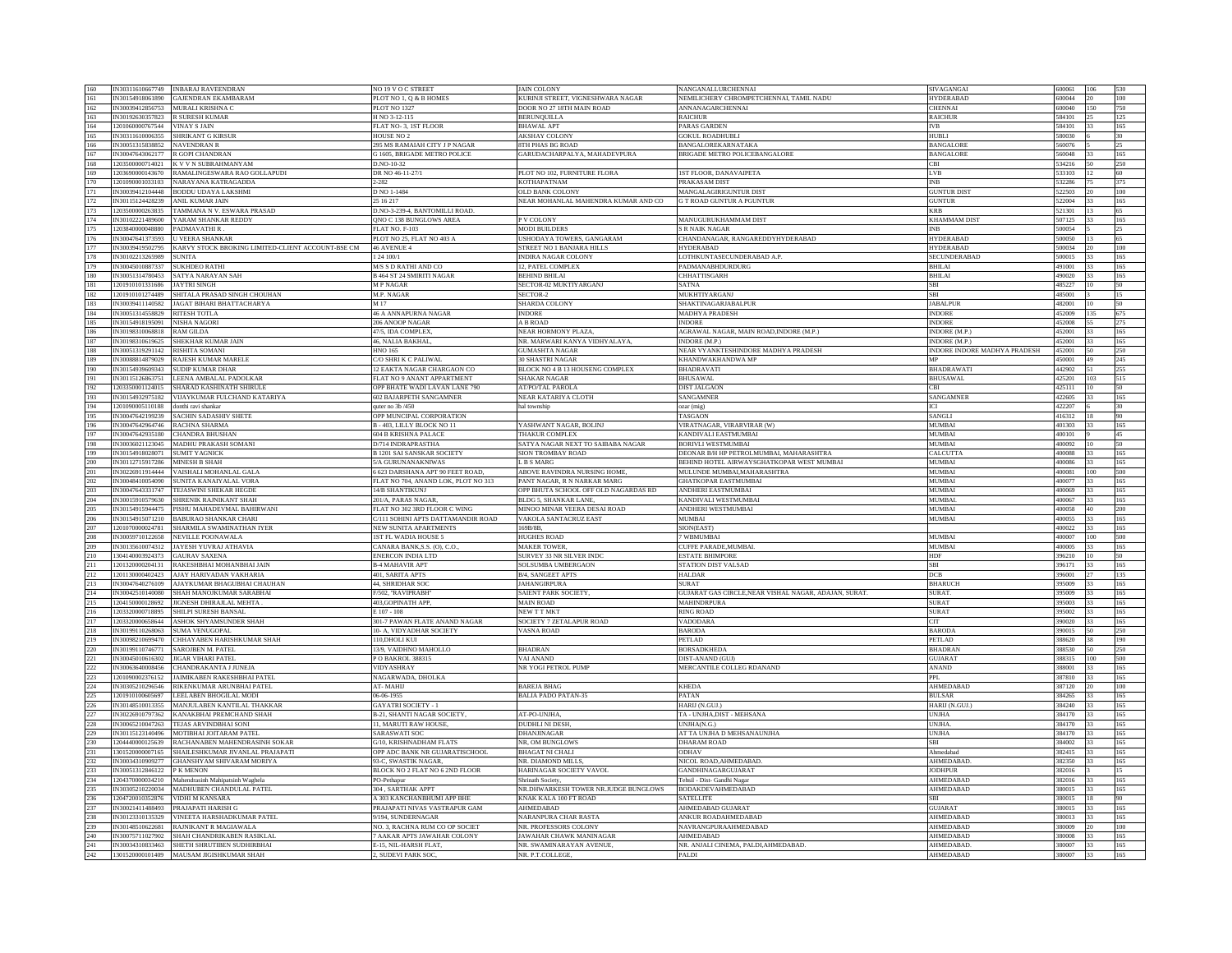| 160 | IN30311610667749 | INBARAJ RAVEENDRAN | NO 19 V O C STREET | JAIN COLONY | NANGANALLURCHENNAI | SIVAGANGAI | 600061 | 106 | 530 |
|---|---|---|---|---|---|---|---|---|---|
| 161 | IN30154918061890 | GAJENDRAN EKAMBARAM | PLOT NO 1, Q & B HOMES | KURINJI STREET, VIGNESHWARA NAGAR | NEMILICHERY CHROMPETCHENNAI, TAMIL NADU | HYDERABAD | 600044 | 20 | 100 |
| 162 | IN30039412856753 | MURALI KRISHNA C | PLOT NO 1327 | DOOR NO 27 18TH MAIN ROAD | ANNANAGARCHENNAI | CHENNAI | 600040 | 150 | 750 |
| 163 | IN30192630357823 | R SURESH KUMAR | H NO 3-12-115 | BERUNQUILLA | RAICHUR | RAICHUR | 584101 | 25 | 125 |
| 164 | 1201060000767544 | VINAY S JAIN | FLAT NO- 3, 1ST FLOOR | BHAWAL APT | PARAS GARDEN | IVB | 584101 | 33 | 165 |
| 165 | IN30311610006355 | SHRIKANT G KIRSUR | HOUSE NO 2 | AKSHAY COLONY | GOKUL ROADHUBLI | HUBLI | 580030 | 6 | 30 |
| 166 | IN30051315838852 | NAVENDRAN R | 295 MS RAMAIAH CITY J P NAGAR | 8TH PHAS BG ROAD | BANGALOREKARNATAKA | BANGALORE | 560076 | 5 | 25 |
| 167 | IN30047643062177 | R GOPI CHANDRAN | G 1605, BRIGADE METRO POLICE | GARUDACHARPALYA, MAHADEVPURA | BRIGADE METRO POLICEBANGALORE | BANGALORE | 560048 | 33 | 165 |
| 168 | 1203500000714021 | K V V N SUBRAHMANYAM | D.NO-10-32 | | | CBI | 534216 | 50 | 250 |
| 169 | 1203690000143670 | RAMALINGESWARA RAO GOLLAPUDI | DR NO 46-11-27/1 | PLOT NO 102, FURNITURE FLORA | 1ST FLOOR, DANAVAIPETA | LVB | 533103 | 12 | 60 |
| 170 | 1201090001033103 | NARAYANA KATRAGADDA | 2-282 | KOTHAPATNAM | PRAKASAM DIST | INB | 532286 | 75 | 375 |
| 171 | IN30039412104448 | BODDU UDAYA LAKSHMI | D NO 1-1484 | OLD BANK COLONY | MANGALAGIRIGUNTUR DIST | GUNTUR DIST | 522503 | 20 | 100 |
| 172 | IN30115124428239 | ANIL KUMAR JAIN | 25 16 217 | NEAR MOHANLAL MAHENDRA KUMAR AND CO | G T ROAD GUNTUR A PGUNTUR | GUNTUR | 522004 | 33 | 165 |
| 173 | 1203500000263835 | TAMMANA N V. ESWARA PRASAD | D.NO-3-239-4, BANTOMILLI ROAD. | | | KRB | 521301 | 13 | 65 |
| 174 | IN30102221489600 | YARAM SHANKAR REDDY | QNO C 138 BUNGLOWS AREA | P V COLONY | MANUGURUKHAMMAM DIST | KHAMMAM DIST | 507125 | 33 | 165 |
| 175 | 1203840000048880 | PADMAVATHI R . | FLAT NO. F-103 | MODI BUILDERS | S R NAIK NAGAR | INB | 500054 | 5 | 25 |
| 176 | IN30047641373593 | U VEERA SHANKAR | PLOT NO 25, FLAT NO 403 A | USHODAYA TOWERS, GANGARAM | CHANDANAGAR, RANGAREDDYHYDERABAD | HYDERABAD | 500050 | 13 | 65 |
| 177 | IN30039419502795 | KARVY STOCK BROKING LIMITED-CLIENT ACCOUNT-BSE CM | 46 AVENUE 4 | STREET NO 1 BANJARA HILLS | HYDERABAD | HYDERABAD | 500034 | 20 | 100 |
| 178 | IN30102213265989 | SUNITA | 1 24 100/1 | INDIRA NAGAR COLONY | LOTHKUNTASECUNDERABAD A.P. | SECUNDERABAD | 500015 | 33 | 165 |
| 179 | IN30045010887337 | SUKHDEO RATHI | M/S S D RATHI AND CO | 12, PATEL COMPLEX | PADMANABHDURDURG | BHILAI | 491001 | 33 | 165 |
| 180 | IN30051314780453 | SATYA NARAYAN SAH | B 464 ST 24 SMIRITI NAGAR | BEHIND BHILAI | CHHATTISGARH | BHILAI | 490020 | 33 | 165 |
| 181 | 1201910101331686 | JAYTRI SINGH | M P NAGAR | SECTOR-02 MUKTIYARGANJ | SATNA | SBI | 485227 | 10 | 50 |
| 182 | 1201910101274489 | SHITALA PRASAD SINGH CHOUHAN | M.P. NAGAR | SECTOR-2 | MUKHTIYARGANJ | SBI | 485001 | 3 | 15 |
| 183 | IN30039411140582 | JAGAT BIHARI BHATTACHARYA | M 17 | SHARDA COLONY | SHAKTINAGARJABALPUR | JABALPUR | 482001 | 10 | 50 |
| 184 | IN30051314558829 | RITESH TOTLA | 46 A ANNAPURNA NAGAR | INDORE | MADHYA PRADESH | INDORE | 452009 | 135 | 675 |
| 185 | IN30154918195091 | NISHA NAGORI | 206 ANOOP NAGAR | A B ROAD | INDORE | INDORE | 452008 | 55 | 275 |
| 186 | IN30198310068818 | RAM GILDA | 47/5, IDA COMPLEX, | NEAR HORMONY PLAZA, | AGRAWAL NAGAR, MAIN ROAD,INDORE (M.P.) | INDORE (M.P.) | 452001 | 33 | 165 |
| 187 | IN30198310619625 | SHEKHAR KUMAR JAIN | 46, NALIA BAKHAL, | NR. MARWARI KANYA VIDHYALAYA, | INDORE (M.P.) | INDORE (M.P.) | 452001 | 33 | 165 |
| 188 | IN30051319291142 | RISHITA SOMANI | HNO 165 | GUMASHTA NAGAR | NEAR VYANKTESHINDORE MADHYA PRADESH | INDORE INDORE MADHYA PRADESH | 452001 | 50 | 250 |
| 189 | IN30088814879029 | RAJESH KUMAR MARELE | C/O SHRI K C PALIWAL | 30 SHASTRI NAGAR | KHANDWAKHANDWA MP | MP | 450001 | 49 | 245 |
| 190 | IN30154939609343 | SUDIP KUMAR DHAR | 12 EAKTA NAGAR CHARGAON CO | BLOCK NO 4 B 13 HOUSENG COMPLEX | BHADRAVATI | BHADRAWATI | 442902 | 51 | 255 |
| 191 | IN30115126863751 | LEENA AMBALAL PADOLKAR | FLAT NO 9 ANANT APPARTMENT | SHAKAR NAGAR | BHUSAWAL | BHUSAWAL | 425201 | 103 | 515 |
| 192 | 1203350001124015 | SHARAD KASHINATH SHIRULE | OPP BHATE WADI LAVAN LANE 790 | AT/PO/TAL PAROLA | DIST JALGAON | CBI | 425111 | 10 | 50 |
| 193 | IN30154932975182 | VIJAYKUMAR FULCHAND KATARIYA | 602 BAJARPETH SANGAMNER | NEAR KATARIYA CLOTH | SANGAMNER | SANGAMNER | 422605 | 33 | 165 |
| 194 | 1201090005110188 | donthi ravi shankar | quter no 3b /450 | hal township | ozar (mig) | ICI | 422207 | 6 | 30 |
| 195 | IN30047642199239 | SACHIN SADASHIV SHETE | OPP MUNCIPAL CORPORATION | | TASGAON | SANGLI | 416312 | 18 | 90 |
| 196 | IN30047642964746 | RACHNA SHARMA | B - 403, LILLY BLOCK NO 11 | YASHWANT NAGAR, BOLINJ | VIRATNAGAR, VIRARVIRAR (W) | MUMBAI | 401303 | 33 | 165 |
| 197 | IN30047642935180 | CHANDRA BHUSHAN | 604 B KRISHNA PALACE | THAKUR COMPLEX | KANDIVALI EASTMUMBAI | MUMBAI | 400101 | 9 | 45 |
| 198 | IN30036021123045 | MADHU PRAKASH SOMANI | D/714 INDRAPRASTHA | SATYA NAGAR NEXT TO SAIBABA NAGAR | BORIVLI WESTMUMBAI | MUMBAI | 400092 | 10 | 50 |
| 199 | IN30154918028071 | SUMIT YAGNICK | B 1201 SAI SANSKAR SOCIETY | SION TROMBAY ROAD | DEONAR B/H HP PETROLMUMBAI, MAHARASHTRA | CALCUTTA | 400088 | 33 | 165 |
| 200 | IN30112715917286 | MINESH B SHAH | 5/4 GURUNANAKNIWAS | L B S MARG | BEHIND HOTEL AIRWAYSGHATKOPAR WEST MUMBAI | MUMBAI | 400086 | 33 | 165 |
| 201 | IN30226911914444 | VAISHALI MOHANLAL GALA | 6 623 DARSHANA APT 90 FEET ROAD, | ABOVE RAVINDRA NURSING HOME, | MULUNDE MUMBAI,MAHARASHTRA | MUMBAI | 400081 | 100 | 500 |
| 202 | IN30048410054090 | SUNITA KANAIYALAL VORA | FLAT NO 704, ANAND LOK, PLOT NO 313 | PANT NAGAR, B N NARKAR MARG | GHATKOPAR EASTMUMBAI | MUMBAI | 400077 | 33 | 165 |
| 203 | IN30047643331747 | TEJASWINI SHEKAR HEGDE | 14/B SHANTIKUNJ | OPP BHUTA SCHOOL OFF OLD NAGARDAS RD | ANDHERI EASTMUMBAI | MUMBAI | 400069 | 33 | 165 |
| 204 | IN30015910579630 | SHRENIK RAJNIKANT SHAH | 201/A, PARAS NAGAR, | BLDG 5, SHANKAR LANE, | KANDIVALI WESTMUMBAI | MUMBAI | 400067 | 33 | 165 |
| 205 | IN30154915944475 | PISHU MAHADEVMAL BAHIRWANI | FLAT NO 302 3RD FLOOR C WING | MINOO MINAR VEERA DESAI ROAD | ANDHERI WESTMUMBAI | MUMBAI | 400058 | 40 | 200 |
| 206 | IN30154915071210 | BABURAO SHANKAR CHARI | C/111 SOHINI APTS DATTAMANDIR ROAD | VAKOLA SANTACRUZ EAST | MUMBAI | MUMBAI | 400055 | 33 | 165 |
| 207 | 1201070000024781 | SHARMILA SWAMINATHAN IYER | NEW SUNITA APARTMENTS | 169B/8B, | SION(EAST) | | 400022 | 33 | 165 |
| 208 | IN30059710122658 | NEVILLE POONAWALA | 1ST FL WADIA HOUSE 5 | HUGHES ROAD | 7 WBMUMBAI | MUMBAI | 400007 | 100 | 500 |
| 209 | IN30135610074312 | JAYESH YUVRAJ ATHAVIA | CANARA BANK,S.S. (O), C.O., | MAKER TOWER, | CUFFE PARADE,MUMBAI. | MUMBAI | 400005 | 33 | 165 |
| 210 | 1304140003924373 | GAURAV SAXENA | ENERCON INDIA LTD | SURVEY 33 NR SILVER INDC | ESTATE BHIMPORE | HDF | 396210 | 10 | 50 |
| 211 | 1201320000204131 | RAKESHBHAI MOHANBHAI JAIN | B-4 MAHAVIR APT | SOLSUMBA UMBERGAON | STATION DIST VALSAD | SBI | 396171 | 33 | 165 |
| 212 | 1201130000402423 | AJAY HARIVADAN VAKHARIA | 401, SARITA APTS | B/4, SANGEET APTS | HALDAR | DCB | 396001 | 27 | 135 |
| 213 | IN30047640276109 | AJAYKUMAR BHAGUBHAI CHAUHAN | 44, SHRIDHAR SOC | JAHANGIRPURA | SURAT | BHARUCH | 395009 | 33 | 165 |
| 214 | IN30042510140080 | SHAH MANOJKUMAR SARABHAI | F/502, "RAVIPRABH" | SAIENT PARK SOCIETY, | GUJARAT GAS CIRCLE,NEAR VISHAL NAGAR, ADAJAN, SURAT. | SURAT. | 395009 | 33 | 165 |
| 215 | 1204150000128692 | JIGNESH DHIRAJLAL MEHTA . | 403,GOPINATH APP, | MAIN ROAD | MAHINDRPURA | SURAT | 395003 | 33 | 165 |
| 216 | 1203320000718895 | SHILPI SURESH BANSAL | E 107 - 108 | NEW T T MKT | RING ROAD | SURAT | 395002 | 33 | 165 |
| 217 | 1203320000658644 | ASHOK SHYAMSUNDER SHAH | 301-7 PAWAN FLATE ANAND NAGAR | SOCIETY 7 ZETALAPUR ROAD | VADODARA | CIT | 390020 | 33 | 165 |
| 218 | IN30199110268063 | SUMA VENUGOPAL | 10- A, VIDYADHAR SOCIETY | VASNA ROAD | BARODA | BARODA | 390015 | 50 | 250 |
| 219 | IN30098210699470 | CHHAYABEN HARISHKUMAR SHAH | 110,DHOLI KUI | | PETLAD | PETLAD | 388620 | 38 | 190 |
| 220 | IN30199110746771 | SAROJBEN M. PATEL | 13/9, VAIDHNO MAHOLLO | BHADRAN | BORSADKHEDA | BHADRAN | 388530 | 50 | 250 |
| 221 | IN30045010616302 | JIGAR VIHARI PATEL | P O BAKROL 388315 | VAI ANAND | DIST-ANAND (GUJ) | GUJARAT | 388315 | 100 | 500 |
| 222 | IN30063640008456 | CHANDRAKANTA J JUNEJA | VIDYASHRAY | NR YOGI PETROL PUMP | MERCANTILE COLLEG RDANAND | ANAND | 388001 | 33 | 165 |
| 223 | 1201090002376152 | JAIMIKABEN RAKESHBHAI PATEL | NAGARWADA, DHOLKA | | | PPL | 387810 | 33 | 165 |
| 224 | IN30305210296546 | RIKENKUMAR ARUNBHAI PATEL | AT- MAHIJ | BAREJA BHAG | KHEDA | AHMEDABAD | 387120 | 20 | 100 |
| 225 | 1201910100605697 | LEELABEN BHOGILAL MODI | 06-06-1955 | BALIA PADO PATAN-35 | PATAN | BULSAR | 384265 | 33 | 165 |
| 226 | IN30148510013355 | MANJULABEN KANTILAL THAKKAR | GAYATRI SOCIETY - 1 | | HARIJ (N.GUJ.) | HARIJ (N.GUJ.) | 384240 | 33 | 165 |
| 227 | IN30226910797362 | KANAKBHAI PREMCHAND SHAH | B-21, SHANTI NAGAR SOCIETY, | AT-PO-UNJHA, | TA - UNJHA,DIST - MEHSANA | UNJHA | 384170 | 33 | 165 |
| 228 | IN30065210047263 | TEJAS ARVINDBHAI SONI | 11, MARUTI RAW HOUSE, | DUDHLI NI DESH, | UNJHA(N.G.) | UNJHA. | 384170 | 33 | 165 |
| 229 | IN30115123140496 | MOTIBHAI JOITARAM PATEL | SARASWATI SOC | DHANJINAGAR | AT TA UNJHA D MEHSANAUNJHA | UNJHA | 384170 | 33 | 165 |
| 230 | 1204440000125639 | RACHANABEN MAHENDRASINH SOKAR | G/10, KRISHNADHAM FLATS | NR, OM BUNGLOWS | DHARAM ROAD | SBI | 384002 | 33 | 165 |
| 231 | 1301520000007165 | SHAILESHKUMAR JIVANLAL PRAJAPATI | OPP ADC BANK NR GUJARATISCHOOL | BHAGAT NI CHALI | ODHAV | Ahmedabad | 382415 | 33 | 165 |
| 232 | IN30034310909277 | GHANSHYAM SHIVARAM MORIYA | 93-C, SWASTIK NAGAR, | NR. DIAMOND MILLS, | NICOL ROAD,AHMEDABAD. | AHMEDABAD. | 382350 | 33 | 165 |
| 233 | IN30051312846122 | P K MENON | BLOCK NO 2 FLAT NO 6 2ND FLOOR | HARINAGAR SOCIETY VAVOL | GANDHINAGARGUJARAT | JODHPUR | 382016 | 3 | 15 |
| 234 | 1204370000034210 | Mahendrasinh Mahipatsinh Waghela | PO-Pethapur | Shrinath Society, | Tehsil - Dist- Gandhi Nagar | AHMEDABAD | 382016 | 33 | 165 |
| 235 | IN30305210220034 | MADHUBEN CHANDULAL PATEL | 304 , SARTHAK APPT | NR.DHWARKESH TOWER NR.JUDGE BUNGLOWS | BODAKDEVAHMEDABAD | AHMEDABAD | 380015 | 33 | 165 |
| 236 | 1204720010352876 | VIDHI M KANSARA | A 303 KANCHANBHUMI APP BHE | KNAK KALA 100 FT ROAD | SATELLITE | SBI | 380015 | 18 | 90 |
| 237 | IN30021411418493 | PRAJAPATI HARISH G | PRAJAPATI NIVAS VASTRAPUR GAM | AHMEDABAD | AHMEDABAD GUJARAT | GUJARAT | 380015 | 33 | 165 |
| 238 | IN30123310135329 | VINEETA HARSHADKUMAR PATEL | 9/194, SUNDERNAGAR | NARANPURA CHAR RASTA | ANKUR ROADAHMEDABAD | AHMEDABAD | 380013 | 33 | 165 |
| 239 | IN30148510622681 | RAJNIKANT R MAGIAWALA | NO. 3, RACHNA RUM CO OP SOCIET | NR. PROFESSORS COLONY | NAVRANGPURAAHMEDABAD | AHMEDABAD | 380009 | 20 | 100 |
| 240 | IN30075711027902 | SHAH CHANDRIKABEN RASIKLAL | 7 AAKAR APTS JAWAHAR COLONY | JAWAHAR CHAWK MANINAGAR | AHMEDABAD | AHMEDABAD | 380008 | 33 | 165 |
| 241 | IN30034310833463 | SHETH SHRUTIBEN SUDHIRBHAI | E-15, NIL-HARSH FLAT, | NR. SWAMINARAYAN AVENUE, | NR. ANJALI CINEMA, PALDI,AHMEDABAD. | AHMEDABAD. | 380007 | 33 | 165 |
| 242 | 1301520000101409 | MAUSAM JIGISHKUMAR SHAH | 2, SUDEVI PARK SOC, | NR. P.T.COLLEGE, | PALDI | AHMEDABAD | 380007 | 33 | 165 |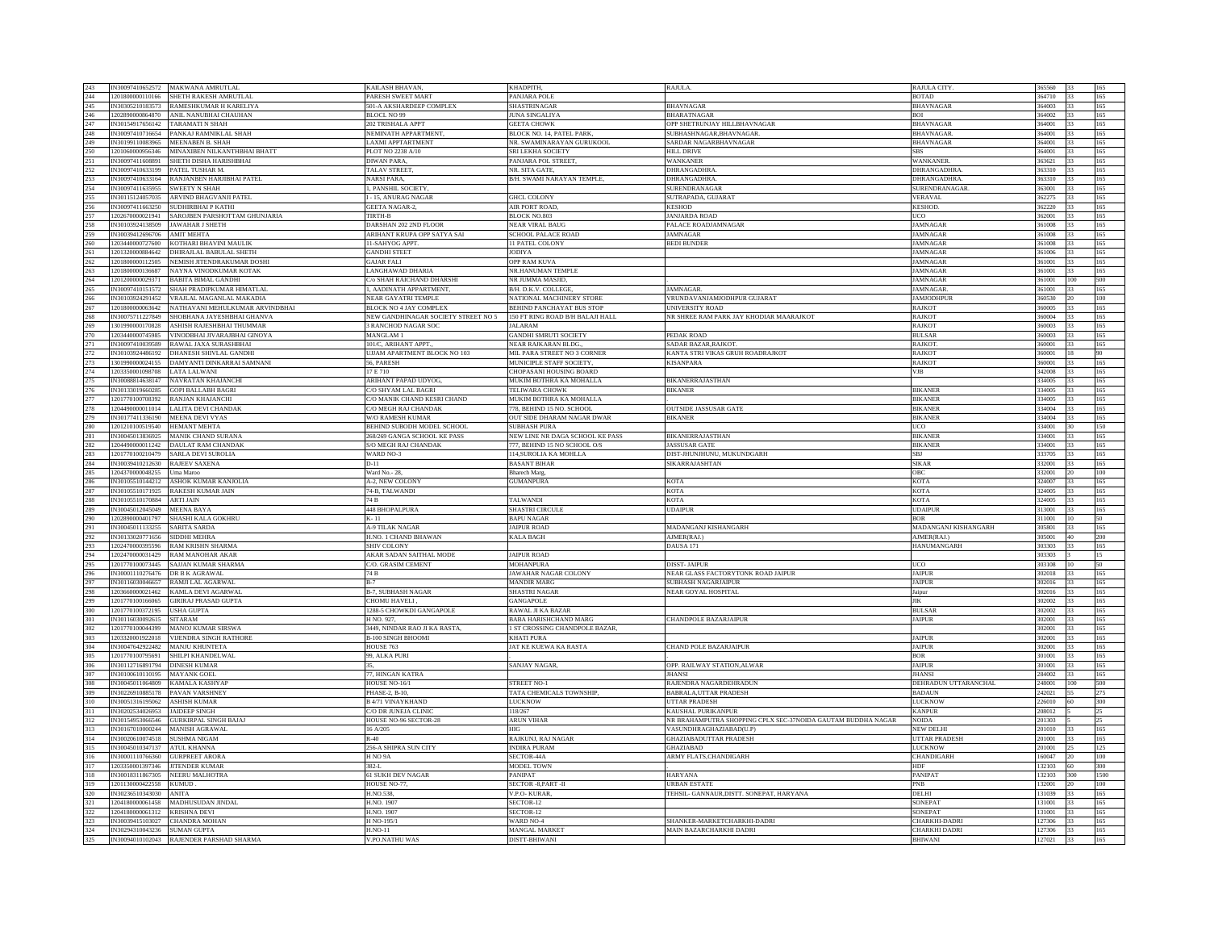| 243 | IN30097410652572 | MAKWANA AMRUTLAL | KAILASH BHAVAN, | KHADPITH, | RAJULA. | RAJULA CITY. | 365560 | 33 | 165 |
|---|---|---|---|---|---|---|---|---|---|
| 244 | 1201800000110166 | SHETH RAKESH AMRUTLAL | PARESH SWEET MART | PANJARA POLE | | BOTAD | 364710 | 33 | 165 |
| 245 | IN30305210183573 | RAMESHKUMAR H KARELIYA | 501-A AKSHARDEEP COMPLEX | SHASTRINAGAR | BHAVNAGAR | BHAVNAGAR | 364003 | 33 | 165 |
| 246 | 1202890000864870 | ANIL NANUBHAI CHAUHAN | BLOCL NO 99 | JUNA SINGALIYA | BHARATNAGAR | BOI | 364002 | 33 | 165 |
| 247 | IN30154917656142 | TARAMATI N SHAH | 202 TRISHALA APPT | GEETA CHOWK | OPP SHETRUNJAY HILLBHAVNAGAR | BHAVNAGAR | 364001 | 33 | 165 |
| 248 | IN30097410716654 | PANKAJ RAMNIKLAL SHAH | NEMINATH APPARTMENT, | BLOCK NO. 14, PATEL PARK, | SUBHASHNAGAR,BHAVNAGAR. | BHAVNAGAR. | 364001 | 33 | 165 |
| 249 | IN30199110083965 | MEENABEN B. SHAH | LAXMI APPTARTMENT | NR. SWAMINARAYAN GURUKOOL | SARDAR NAGARBHAVNAGAR | BHAVNAGAR | 364001 | 33 | 165 |
| 250 | 1201060000956346 | MINAXIBEN NILKANTHBHAI BHATT | PLOT NO 2238 A/10 | SRI LEKHA SOCIETY | HILL DRIVE | SBS | 364001 | 33 | 165 |
| 251 | IN30097411608891 | SHETH DISHA HARISHBHAI | DIWAN PARA, | PANJARA POL STREET, | WANKANER | WANKANER. | 363621 | 33 | 165 |
| 252 | IN30097410633199 | PATEL TUSHAR M. | TALAV STREET, | NR. SITA GATE, | DHRANGADHRA. | DHRANGADHRA. | 363310 | 33 | 165 |
| 253 | IN30097410633164 | RANJANBEN HARJIBHAI PATEL | NARSI PARA, | B/H. SWAMI NARAYAN TEMPLE, | DHRANGADHRA. | DHRANGADHRA. | 363310 | 33 | 165 |
| 254 | IN30097411635955 | SWEETY N SHAH | 1, PANSHIL SOCIETY, | | SURENDRANAGAR | SURENDRANAGAR. | 363001 | 33 | 165 |
| 255 | IN30115124057035 | ARVIND BHAGVANJI PATEL | I - 15, ANURAG NAGAR | GHCL COLONY | SUTRAPADA, GUJARAT | VERAVAL | 362275 | 33 | 165 |
| 256 | IN30097411663250 | SUDHIRBHAI P KATHI | GEETA NAGAR-2, | AIR PORT ROAD, | KESHOD | KESHOD. | 362220 | 33 | 165 |
| 257 | 1202670000021941 | SAROJBEN PARSHOTTAM GHUNJARIA | TIRTH-B | BLOCK NO.803 | JANJARDA ROAD | UCO | 362001 | 33 | 165 |
| 258 | IN30103924138509 | JAWAHAR J SHETH | DARSHAN 202 2ND FLOOR | NEAR VIRAL BAUG | PALACE ROADJAMNAGAR | JAMNAGAR | 361008 | 33 | 165 |
| 259 | IN30039412696706 | AMIT MEHTA | ARIHANT KRUPA OPP SATYA SAI | SCHOOL PALACE ROAD | JAMNAGAR | JAMNAGAR | 361008 | 33 | 165 |
| 260 | 1203440000727600 | KOTHARI BHAVINI MAULIK | 11-SAHYOG APPT. | 11 PATEL COLONY | BEDI BUNDER | JAMNAGAR | 361008 | 33 | 165 |
| 261 | 1201320000884642 | DHIRAJLAL BABULAL SHETH | GANDHI STEET | JODIYA | | JAMNAGAR | 361006 | 33 | 165 |
| 262 | 1201800000112505 | NEMISH JITENDRAKUMAR DOSHI | GAJAR FALI | OPP RAM KUVA | | JAMNAGAR | 361001 | 33 | 165 |
| 263 | 1201800000136687 | NAYNA VINODKUMAR KOTAK | LANGHAWAD DHARIA | NR.HANUMAN TEMPLE | | JAMNAGAR | 361001 | 33 | 165 |
| 264 | 1201200000029371 | BABITA BIMAL GANDHI | C/o SHAH RAICHAND DHARSHI | NR JUMMA MASJID, | . | JAMNAGAR | 361001 | 100 | 500 |
| 265 | IN30097410151572 | SHAH PRADIPKUMAR HIMATLAL | 1, AADINATH APPARTMENT, | B/H. D.K.V. COLLEGE, | JAMNAGAR. | JAMNAGAR. | 361001 | 33 | 165 |
| 266 | IN30103924291452 | VRAJLAL MAGANLAL MAKADIA | NEAR GAYATRI TEMPLE | NATIONAL MACHINERY STORE | VRUNDAVANJAMJODHPUR GUJARAT | JAMJODHPUR | 360530 | 20 | 100 |
| 267 | 1201800000063642 | NATHAVANI MEHULKUMAR ARVINDBHAI | BLOCK NO 4 JAY COMPLEX | BEHIND PANCHAYAT BUS STOP | UNIVERSITY ROAD | RAJKOT | 360005 | 33 | 165 |
| 268 | IN30075711227849 | SHOBHANA JAYESHBHAI GHANVA | NEW GANDHINAGAR SOCIETY STREET NO 5 | 150 FT RING ROAD B/H BALAJI HALL | NR SHREE RAM PARK JAY KHODIAR MAARAJKOT | RAJKOT | 360004 | 33 | 165 |
| 269 | 1301990000170828 | ASHISH RAJESHBHAI THUMMAR | 3 RANCHOD NAGAR SOC | JALARAM | | RAJKOT | 360003 | 33 | 165 |
| 270 | 1203440000745985 | VINODBHAI JIVARAJBHAI GINOYA | MANGLAM 1 | GANDHI SMRUTI SOCIETY | PEDAK ROAD | BULSAR | 360003 | 33 | 165 |
| 271 | IN30097410039589 | RAWAL JAXA SURASHBHAI | 101/C, ARIHANT APPT., | NEAR RAJKARAN BLDG., | SADAR BAZAR,RAJKOT. | RAJKOT. | 360001 | 33 | 165 |
| 272 | IN30103924486192 | DHANESH SHIVLAL GANDHI | UJJAM APARTMENT BLOCK NO 103 | MIL PARA STREET NO 3 CORNER | KANTA STRI VIKAS GRUH ROADRAJKOT | RAJKOT | 360001 | 18 | 90 |
| 273 | 1301990000024155 | DAMYANTI DINKARRAI SAMNANI | 56, PARESH | MUNICIPLE STAFF SOCIETY, | KISANPARA | RAJKOT | 360001 | 33 | 165 |
| 274 | 1203350001098708 | LATA LALWANI | 17 E 710 | CHOPASANI HOUSING BOARD | | VJB | 342008 | 33 | 165 |
| 275 | IN30088814638147 | NAVRATAN KHAJANCHI | ARIHANT PAPAD UDYOG, | MUKIM BOTHRA KA MOHALLA | BIKANERRAJASTHAN | | 334005 | 33 | 165 |
| 276 | IN30133019660285 | GOPI BALLABH BAGRI | C/O SHYAM LAL BAGRI | TELIWARA CHOWK | BIKANER | BIKANER | 334005 | 33 | 165 |
| 277 | 1201770100708392 | RANJAN KHAJANCHI | C/O MANIK CHAND KESRI CHAND | MUKIM BOTHRA KA MOHALLA | . | BIKANER | 334005 | 33 | 165 |
| 278 | 1204490000011014 | LALITA DEVI CHANDAK | C/O MEGH RAJ CHANDAK | 778, BEHIND 15 NO. SCHOOL | OUTSIDE JASSUSAR GATE | BIKANER | 334004 | 33 | 165 |
| 279 | IN30177411336190 | MEENA DEVI VYAS | W/O RAMESH KUMAR | OUT SIDE DHARAM NAGAR DWAR | BIKANER | BIKANER | 334004 | 33 | 165 |
| 280 | 1201210100519540 | HEMANT MEHTA | BEHIND SUBODH MODEL SCHOOL | SUBHASH PURA | | UCO | 334001 | 30 | 150 |
| 281 | IN30045013836925 | MANIK CHAND SURANA | 268/269 GANGA SCHOOL KE PASS | NEW LINE NR DAGA SCHOOL KE PASS | BIKANERRAJASTHAN | BIKANER | 334001 | 33 | 165 |
| 282 | 1204490000011242 | DAULAT RAM CHANDAK | S/O MEGH RAJ CHANDAK | 777, BEHIND 15 NO SCHOOL O/S | JASSUSAR GATE | BIKANER | 334001 | 33 | 165 |
| 283 | 1201770100210479 | SARLA DEVI SUROLIA | WARD NO-3 | 114,SUROLIA KA MOHLLA | DIST-JHUNJHUNU, MUKUNDGARH | SBJ | 333705 | 33 | 165 |
| 284 | IN30039410212630 | RAJEEV SAXENA | D-11 | BASANT BIHAR | SIKARRAJASHTAN | SIKAR | 332001 | 33 | 165 |
| 285 | 1204370000048255 | Uma Maroo | Ward No.- 28, | Bharech Marg, | | OBC | 332001 | 20 | 100 |
| 286 | IN30105510144212 | ASHOK KUMAR KANJOLIA | A-2, NEW COLONY | GUMANPURA | KOTA | KOTA | 324007 | 33 | 165 |
| 287 | IN30105510171925 | RAKESH KUMAR JAIN | 74-B, TALWANDI | | KOTA | KOTA | 324005 | 33 | 165 |
| 288 | IN30105510170884 | ARTI JAIN | 74 B | TALWANDI | KOTA | KOTA | 324005 | 33 | 165 |
| 289 | IN30045012045049 | MEENA BAYA | 448 BHOPALPURA | SHASTRI CIRCULE | UDAIPUR | UDAIPUR | 313001 | 33 | 165 |
| 290 | 1202890000401797 | SHASHI KALA GOKHRU | K- 11 | BAPU NAGAR | | BOR | 311001 | 10 | 50 |
| 291 | IN30045011133255 | SARITA SARDA | A-9 TILAK NAGAR | JAIPUR ROAD | MADANGANJ KISHANGARH | MADANGANJ KISHANGARH | 305801 | 33 | 165 |
| 292 | IN30133020771656 | SIDDHI MEHRA | H.NO. 1 CHAND BHAWAN | KALA BAGH | AJMER(RAJ.) | AJMER(RAJ.) | 305001 | 40 | 200 |
| 293 | 1202470000395596 | RAM KRISHN SHARMA | SHIV COLONY | | DAUSA 171 | HANUMANGARH | 303303 | 33 | 165 |
| 294 | 1202470000031429 | RAM MANOHAR AKAR | AKAR SADAN SAITHAL MODE | JAIPUR ROAD | | | 303303 | 3 | 15 |
| 295 | 1201770100073445 | SAJJAN KUMAR SHARMA | C/O. GRASIM CEMENT | MOHANPURA | DISST- JAIPUR | UCO | 303108 | 10 | 50 |
| 296 | IN30001110276476 | DR B K AGRAWAL | 74 B | JAWAHAR NAGAR COLONY | NEAR GLASS FACTORYTONK ROAD JAIPUR | JAIPUR | 302018 | 33 | 165 |
| 297 | IN30116030046657 | RAMJI LAL AGARWAL | B-7 | MANDIR MARG | SUBHASH NAGARJAIPUR | JAIPUR | 302016 | 33 | 165 |
| 298 | 1203660000021462 | KAMLA DEVI AGARWAL | B-7, SUBHASH NAGAR | SHASTRI NAGAR | NEAR GOYAL HOSPITAL | Jaipur | 302016 | 33 | 165 |
| 299 | 1201770100166065 | GIRIRAJ PRASAD GUPTA | CHOMU HAVELI , | GANGAPOLE | | JIK | 302002 | 33 | 165 |
| 300 | 1201770100372195 | USHA GUPTA | 1288-5 CHOWKDI GANGAPOLE | RAWAL JI KA BAZAR | | BULSAR | 302002 | 33 | 165 |
| 301 | IN30116030092615 | SITARAM | H NO. 927, | BABA HARISHCHAND MARG | CHANDPOLE BAZARJAIPUR | JAIPUR | 302001 | 33 | 165 |
| 302 | 1201770100044399 | MANOJ KUMAR SIRSWA | 3449, NINDAR RAO JI KA RASTA, | 1 ST CROSSING CHANDPOLE BAZAR, | | | 302001 | 33 | 165 |
| 303 | 1203320001922018 | VIJENDRA SINGH RATHORE | B-100 SINGH BHOOMI | KHATI PURA | | JAIPUR | 302001 | 33 | 165 |
| 304 | IN30047642922482 | MANJU KHUNTETA | HOUSE 763 | JAT KE KUEWA KA RASTA | CHAND POLE BAZARJAIPUR | JAIPUR | 302001 | 33 | 165 |
| 305 | 1201770100795691 | SHILPI KHANDELWAL | 99, ALKA PURI | | | BOR | 301001 | 33 | 165 |
| 306 | IN30112716891794 | DINESH KUMAR | 35, | SANJAY NAGAR, | OPP. RAILWAY STATION,ALWAR | JAIPUR | 301001 | 33 | 165 |
| 307 | IN30100610110195 | MAYANK GOEL | 77, HINGAN KATRA | | JHANSI | JHANSI | 284002 | 33 | 165 |
| 308 | IN30045011064809 | KAMALA KASHYAP | HOUSE NO-16/1 | STREET NO-1 | RAJENDRA NAGARDEHRADUN | DEHRADUN UTTARANCHAL | 248001 | 100 | 500 |
| 309 | IN30226910885178 | PAVAN VARSHNEY | PHASE-2, B-10, | TATA CHEMICALS TOWNSHIP, | BABRALA,UTTAR PRADESH | BADAUN | 242021 | 55 | 275 |
| 310 | IN30051316195062 | ASHISH KUMAR | B 4/71 VINAYKHAND | LUCKNOW | UTTAR PRADESH | LUCKNOW | 226010 | 60 | 300 |
| 311 | IN30202534026953 | JAIDEEP SINGH | C/O DR JUNEJA CLINIC | 118/267 | KAUSHAL PURIKANPUR | KANPUR | 208012 | 5 | 25 |
| 312 | IN30154953066546 | GURKIRPAL SINGH BAJAJ | HOUSE NO-96 SECTOR-28 | ARUN VIHAR | NR BRAHAMPUTRA SHOPPING CPLX SEC-37NOIDA GAUTAM BUDDHA NAGAR | NOIDA | 201303 | 5 | 25 |
| 313 | IN30167010000244 | MANISH AGRAWAL | 16 A/205 | HIG | VASUNDHRAGHAZIABAD(U.P) | NEW DELHI | 201010 | 33 | 165 |
| 314 | IN30020610074518 | SUSHMA NIGAM | R-40 | RAJKUNJ, RAJ NAGAR | GHAZIABADUTTAR PRADESH | UTTAR PRADESH | 201001 | 33 | 165 |
| 315 | IN30045010347137 | ATUL KHANNA | 256-A SHIPRA SUN CITY | INDIRA PURAM | GHAZIABAD | LUCKNOW | 201001 | 25 | 125 |
| 316 | IN30001110766360 | GURPREET ARORA | H NO 9A | SECTOR-44A | ARMY FLATS,CHANDIGARH | CHANDIGARH | 160047 | 20 | 100 |
| 317 | 1203350001397346 | JITENDER KUMAR | 382-L | MODEL TOWN | . | HDF | 132103 | 60 | 300 |
| 318 | IN30018311867305 | NEERU MALHOTRA | 61 SUKH DEV NAGAR | PANIPAT | HARYANA | PANIPAT | 132103 | 300 | 1500 |
| 319 | 1201130000422558 | KUMUD . | HOUSE NO-77, | SECTOR -8,PART -II | URBAN ESTATE | PNB | 132001 | 20 | 100 |
| 320 | IN30236510343030 | ANITA | H.NO.538, | V.P.O- KURAR, | TEHSIL- GANNAUR,DISTT. SONEPAT, HARYANA | DELHI | 131039 | 33 | 165 |
| 321 | 1204180000061458 | MADHUSUDAN JINDAL | H.NO. 1907 | SECTOR-12 | | SONEPAT | 131001 | 33 | 165 |
| 322 | 1204180000061312 | KRISHNA DEVI | H.NO. 1907 | SECTOR-12 | | SONEPAT | 131001 | 33 | 165 |
| 323 | IN30039415103027 | CHANDRA MOHAN | H NO-195/1 | WARD NO-4 | SHANKER-MARKETCHARKHI-DADRI | CHARKHI-DADRI | 127306 | 33 | 165 |
| 324 | IN30294310043236 | SUMAN GUPTA | H.NO-11 | MANGAL MARKET | MAIN BAZARCHARKHI DADRI | CHARKHI DADRI | 127306 | 33 | 165 |
| 325 | IN30094010102043 | RAJENDER PARSHAD SHARMA | V.PO.NATHU WAS | DISTT-BHIWANI | | BHIWANI | 127021 | 33 | 165 |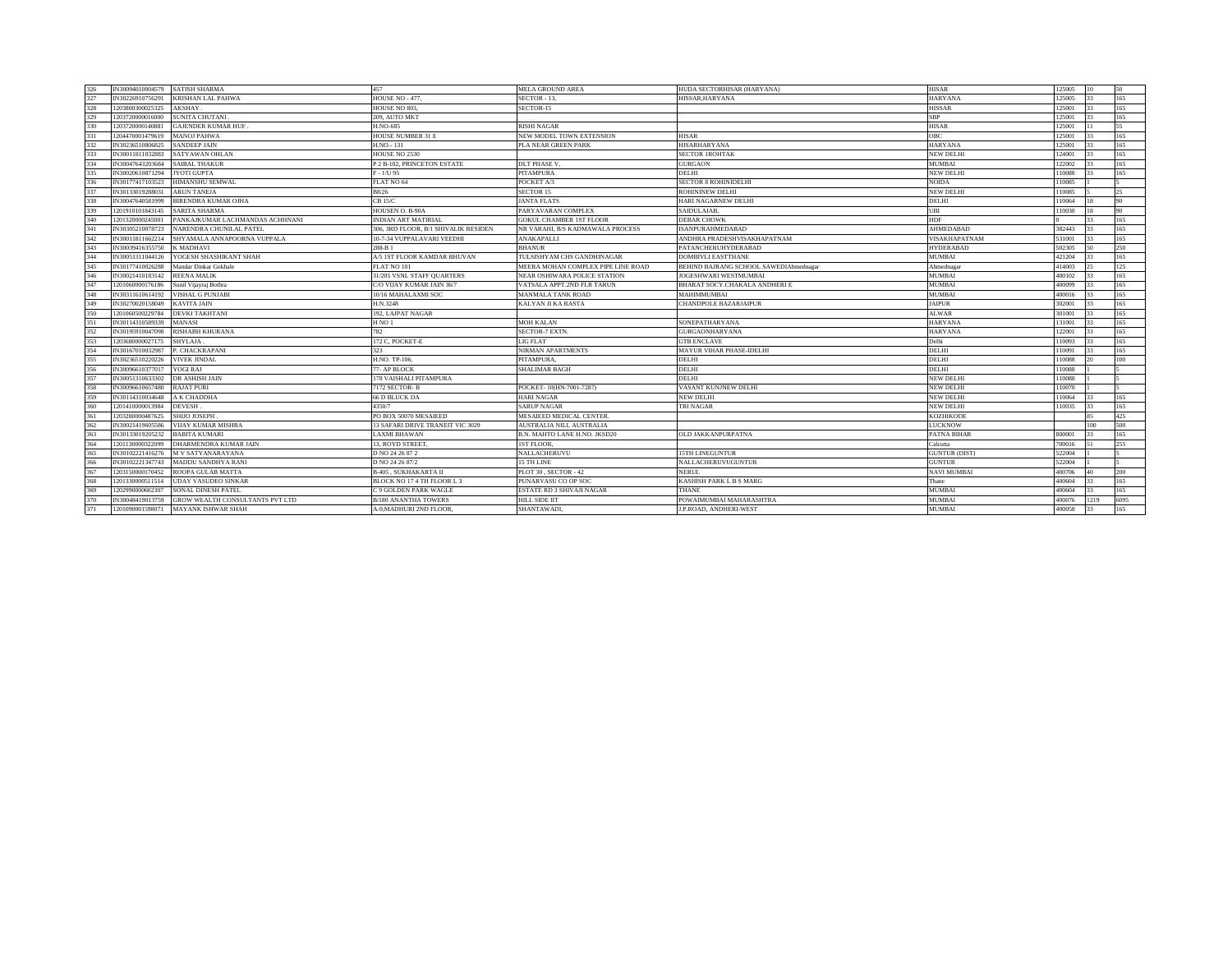| | | | | | | | | | |
|---|---|---|---|---|---|---|---|---|---|
| 326 | IN30094010004579 | SATISH SHARMA | 457 | MELA GROUND AREA | HUDA SECTORHISAR (HARYANA) | HISAR | 125005 | 10 | 50 |
| 327 | IN30226910756291 | KRISHAN LAL PAHWA | HOUSE NO - 477, | SECTOR - 13, | HISSAR,HARYANA | HARYANA | 125005 | 33 | 165 |
| 328 | 1203800300025325 | AKSHAY . | HOUSE NO 803, | SECTOR-15 | | HISSAR | 125001 | 33 | 165 |
| 329 | 1203720000016000 | SUNITA CHUTANI . | 209, AUTO MKT | | | SBP | 125001 | 33 | 165 |
| 330 | 1203720000140881 | GAJENDER KUMAR HUF . | H.NO-685 | RISHI NAGAR | | HISAR | 125001 | 11 | 55 |
| 331 | 1204470001479619 | MANOJ PAHWA | HOUSE NUMBER 31 E | NEW MODEL TOWN EXTENSION | HISAR | OBC | 125001 | 33 | 165 |
| 332 | IN30236510806825 | SANDEEP JAIN | H.NO.- 131 | PLA NEAR GREEN PARK | HISARHARYANA | HARYANA | 125001 | 33 | 165 |
| 333 | IN30011811032883 | SATYAWAN OHLAN | HOUSE NO 2530 | | SECTOR 1ROHTAK | NEW DELHI | 124001 | 33 | 165 |
| 334 | IN30047643203684 | SAIBAL THAKUR | P 2 B-102, PRINCETON ESTATE | DLT PHASE V, | GURGAON | MUMBAI | 122002 | 33 | 165 |
| 335 | IN30020610871294 | JYOTI GUPTA | F - 1/U 95 | PITAMPURA | DELHI | NEW DELHI | 110088 | 33 | 165 |
| 336 | IN30177417103523 | HIMANSHU SEMWAL | FLAT NO 64 | POCKET A/3 | SECTOR 8 ROHINIDELHI | NOIDA | 110085 | 1 | 5 |
| 337 | IN30133019288031 | ARUN TANEJA | B8/26 | SECTOR 15 | ROHININEW DELHI | NEW DELHI | 110085 | 5 | 25 |
| 338 | IN30047640581999 | BIRENDRA KUMAR OJHA | CB 15/C | JANTA FLATS | HARI NAGARNEW DELHI | DELHI | 110064 | 18 | 90 |
| 339 | 1201910101843145 | SARITA SHARMA | HOUSEN O. B-90A | PARYAVARAN COMPLEX | SAIDULAJAB, | UBI | 110030 | 18 | 90 |
| 340 | 1201320000245001 | PANKAJKUMAR LACHMANDAS ACHHNANI | INDIAN ART MATIRIAL | GOKUL CHAMBER 1ST FLOOR | DEBAR CHOWK | HDF | 0 | 33 | 165 |
| 341 | IN30305210078723 | NARENDRA CHUNILAL PATEL | 306, 3RD FLOOR, B/1 SHIVALIK RESIDEN | NR VARAHI, B/S KADMAWALA PROCESS | ISANPURAHMEDABAD | AHMEDABAD | 382443 | 33 | 165 |
| 342 | IN30011811662214 | SHYAMALA ANNAPOORNA VUPPALA | 10-7-34 VUPPALAVARI VEEDHI | ANAKAPALLI | ANDHRA PRADESHVISAKHAPATNAM | VISAKHAPATNAM | 531001 | 33 | 165 |
| 343 | IN30039416355750 | K MADHAVI | 288-B 1 | BHANUR | PATANCHERUHYDERABAD | HYDERABAD | 502305 | 50 | 250 |
| 344 | IN30051311044126 | YOGESH SHASHIKANT SHAH | A/5 1ST FLOOR KAMDAR BHUVAN | TULSISHYAM CHS GANDHINAGAR | DOMBIVLI EASTTHANE | MUMBAI | 421204 | 33 | 165 |
| 345 | IN30177410026288 | Mandar Dinkar Gokhale | FLAT NO 101 | MEERA MOHAN COMPLEX PIPE LINE ROAD | BEHIND BAJRANG SCHOOL SAWEDIAhmednagar | Ahmednagar | 414003 | 25 | 125 |
| 346 | IN30021410183142 | REENA MALIK | 31/205 VSNL STAFF QUARTERS | NEAR OSHIWARA POLICE STATION | JOGESHWARI WESTMUMBAI | MUMBAI | 400102 | 33 | 165 |
| 347 | 1201060000176186 | Sunil Vijayraj Bothra | C/O VIJAY KUMAR JAIN 36/7 | VATSALA APPT.2ND FLR TARUN | BHARAT SOCY.CHAKALA ANDHERI E | MUMBAI | 400099 | 33 | 165 |
| 348 | IN30311610614192 | VISHAL G PUNJABI | 10/16 MAHALAXMI SOC | MANMALA TANK ROAD | MAHIMMUMBAI | MUMBAI | 400016 | 33 | 165 |
| 349 | IN30270020158049 | KAVITA JAIN | H.N.3248 | KALYAN JI KA RASTA | CHANDPOLE BAZARJAIPUR | JAIPUR | 302001 | 33 | 165 |
| 350 | 1201060500229784 | DEVKI TAKHTANI | 192, LAJPAT NAGAR | | | ALWAR | 301001 | 33 | 165 |
| 351 | IN30114310589336 | MANASI | H NO 1 | MOH KALAN | SONEPATHARYANA | HARYANA | 131001 | 33 | 165 |
| 352 | IN30195910047098 | RISHABH KHURANA | 782 | SECTOR-7 EXTN. | GURGAONHARYANA | HARYANA | 122001 | 33 | 165 |
| 353 | 1203680000027175 | SHYLAJA . | 172 C, POCKET-E | LIG FLAT | GTB ENCLAVE | Delhi | 110093 | 33 | 165 |
| 354 | IN30167010032987 | P. CHACKRAPANI | 323 | NIRMAN APARTMENTS | MAYUR VIHAR PHASE-IDELHI | DELHI | 110091 | 33 | 165 |
| 355 | IN30236510220226 | VIVEK JINDAL | H.NO. TP-106, | PITAMPURA, | DELHI | DELHI | 110088 | 20 | 100 |
| 356 | IN30096610377017 | YOGI RAJ | 77- AP BLOCK | SHALIMAR BAGH | DELHI | DELHI | 110088 | 1 | 5 |
| 357 | IN30051310633302 | DR ASHISH JAIN | 178 VAISHALI PITAMPURA | | DELHI | NEW DELHI | 110088 | 1 | 5 |
| 358 | IN30096610657480 | RAJAT PURI | 7172 SECTOR- B | POCKET- 10(HN-7001-7287) | VASANT KUNJNEW DELHI | NEW DELHI | 110070 | 1 | 5 |
| 359 | IN30114310034648 | A K CHADDHA | 66 D BLUCK DA | HARI NAGAR | NEW DELHI | NEW DELHI | 110064 | 33 | 165 |
| 360 | 1201410000013984 | DEVESH . | 4350/7 | SARUP NAGAR | TRI NAGAR | NEW DELHI | 110035 | 33 | 165 |
| 361 | 1203280000487625 | SHIJO JOSEPH . | PO BOX 50070 MESAIEED | MESAIEED MEDICAL CENTER. | | KOZHIKODE | | 85 | 425 |
| 362 | IN30021419605586 | VIJAY KUMAR MISHRA | 13 SAFARI DRIVE TRANEIT VIC 3029 | AUSTRALIA NILL AUSTRALIA | | LUCKNOW | | 100 | 500 |
| 363 | IN30133019205232 | BABITA KUMARI | LAXMI BHAWAN | B.N. MAHTO LANE H.NO. JKSD20 | OLD JAKKANPURPATNA | PATNA BIHAR | 800001 | 33 | 165 |
| 364 | 1201130000322099 | DHARMENDRA KUMAR JAIN | 13, ROYD STREET, | 1ST FLOOR, | | Calcutta | 700016 | 51 | 255 |
| 365 | IN30102221416276 | M V SATYANARAYANA | D NO 24 26 87 2 | NALLACHERUVU | 15TH LINEGUNTUR | GUNTUR (DIST) | 522004 | 1 | 5 |
| 366 | IN30102221347743 | MADDU SANDHYA RANI | D NO 24 26 87/2 | 15 TH LINE | NALLACHERUVUGUNTUR | GUNTUR | 522004 | 1 | 5 |
| 367 | 1203150000170452 | ROOPA GULAB MATTA | B-405 , SUKHAKARTA II | PLOT 30 , SECTOR - 42 | NERUL | NAVI MUMBAI | 400706 | 40 | 200 |
| 368 | 1201330000511514 | UDAY VASUDEO SINKAR | BLOCK NO 17 4 TH FLOOR L 3 | PUNARVASU CO OP SOC | KASHISH PARK L B S MARG | Thane | 400604 | 33 | 165 |
| 369 | 1202990000602307 | SONAL DINESH PATEL | C 9 GOLDEN PARK WAGLE | ESTATE RD 3 SHIVAJI NAGAR | THANE | MUMBAI | 400604 | 33 | 165 |
| 370 | IN30048419013759 | GROW WEALTH CONSULTANTS PVT LTD | B/180 ANANTHA TOWERS | HILL SIDE IIT | POWAIMUMBAI MAHARASHTRA | MUMBAI | 400076 | 1219 | 6095 |
| 371 | 1201090001598071 | MAYANK ISHWAR SHAH | A-9,MADHURI 2ND FLOOR, | SHANTAWADI, | J.P.ROAD, ANDHERI-WEST | MUMBAI | 400058 | 33 | 165 |